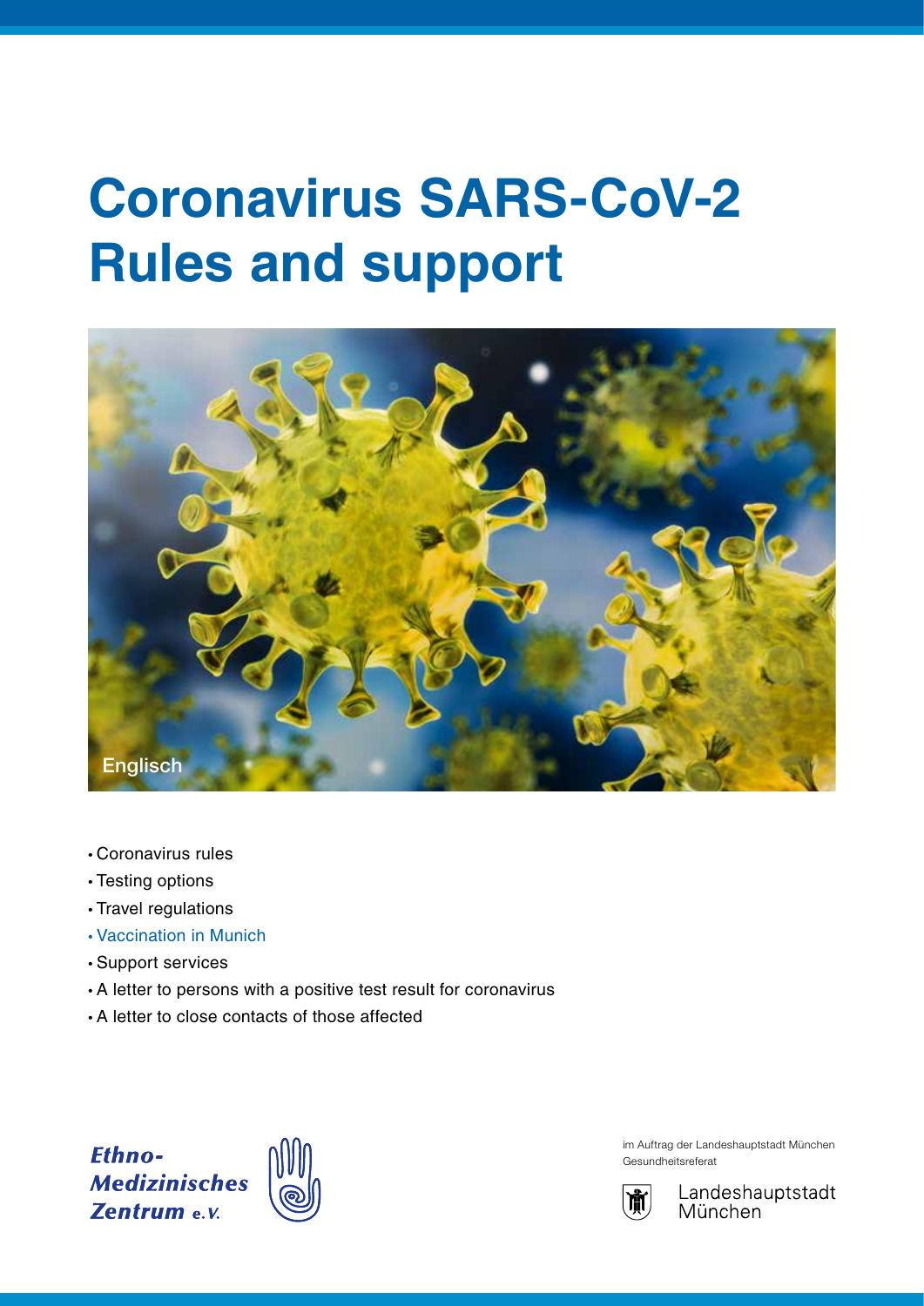# Coronavirus SARS-CoV-2 Rules and support

Englisch

- Coronavirus rules
- Testing options
- Travel regulations
- Vaccination in Munich
- Support services
- A letter to persons with a positive test result for coronavirus
- A letter to close contacts of those affected

*Ethno-Medizinisches Zentrum e.V.*

im Auftrag der Landeshauptstadt München Gesundheitsreferat

Landeshauptstadt München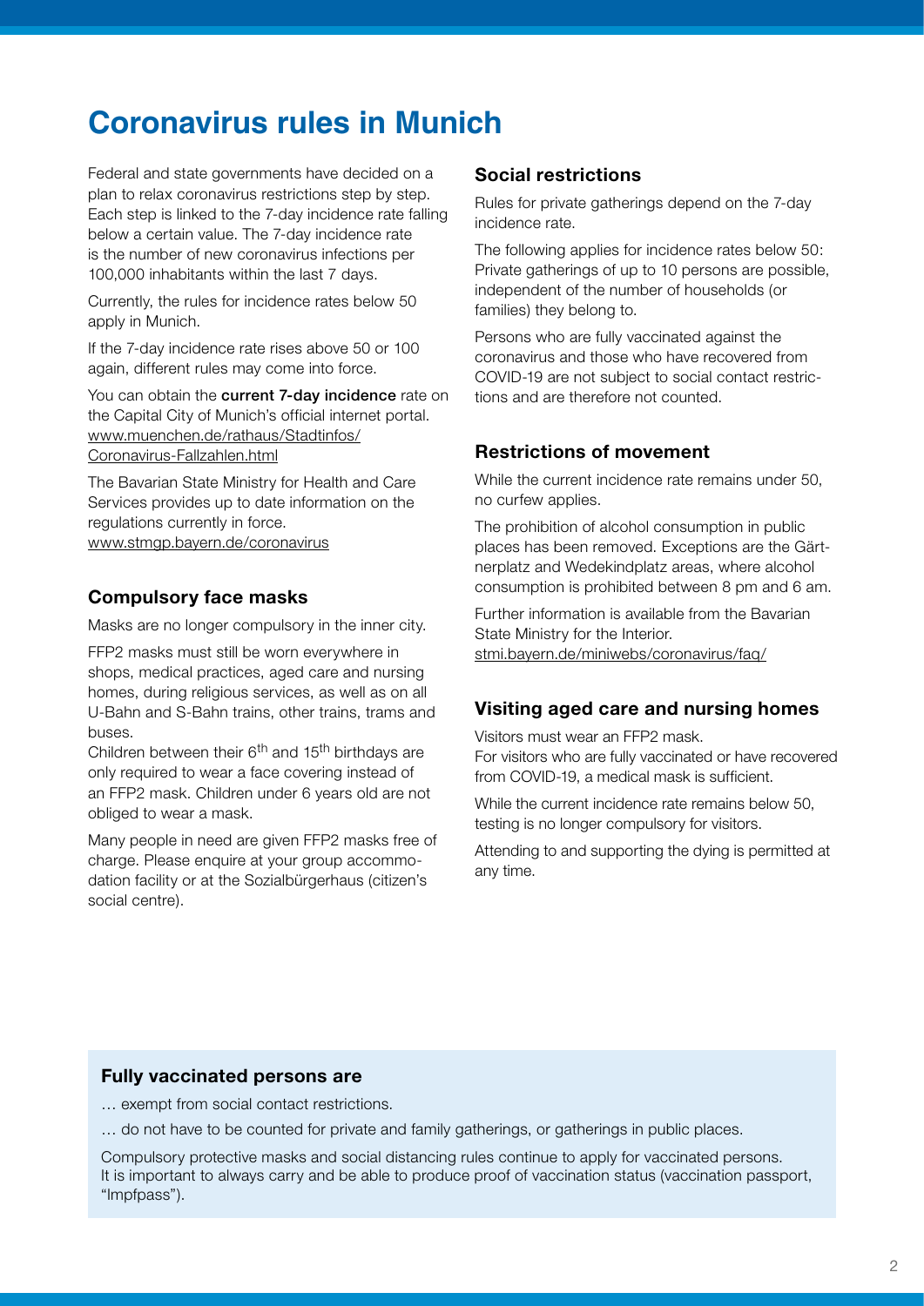# Coronavirus rules in Munich

Federal and state governments have decided on a plan to relax coronavirus restrictions step by step. Each step is linked to the 7-day incidence rate falling below a certain value. The 7-day incidence rate is the number of new coronavirus infections per 100,000 inhabitants within the last 7 days.

Currently, the rules for incidence rates below 50 apply in Munich.

If the 7-day incidence rate rises above 50 or 100 again, different rules may come into force.

You can obtain the **current 7-day incidence** rate on the Capital City of Munich's official internet portal. www.muenchen.de/rathaus/Stadtinfos/Coronavirus-Fallzahlen.html

The Bavarian State Ministry for Health and Care Services provides up to date information on the regulations currently in force. www.stmgp.bayern.de/coronavirus

### Compulsory face masks

Masks are no longer compulsory in the inner city.

FFP2 masks must still be worn everywhere in shops, medical practices, aged care and nursing homes, during religious services, as well as on all U-Bahn and S-Bahn trains, other trains, trams and buses.
Children between their 6th and 15th birthdays are only required to wear a face covering instead of an FFP2 mask. Children under 6 years old are not obliged to wear a mask.

Many people in need are given FFP2 masks free of charge. Please enquire at your group accommodation facility or at the Sozialbürgerhaus (citizen's social centre).

### Social restrictions

Rules for private gatherings depend on the 7-day incidence rate.

The following applies for incidence rates below 50: Private gatherings of up to 10 persons are possible, independent of the number of households (or families) they belong to.

Persons who are fully vaccinated against the coronavirus and those who have recovered from COVID-19 are not subject to social contact restrictions and are therefore not counted.

### Restrictions of movement

While the current incidence rate remains under 50, no curfew applies.

The prohibition of alcohol consumption in public places has been removed. Exceptions are the Gärtnerplatz and Wedekindplatz areas, where alcohol consumption is prohibited between 8 pm and 6 am.

Further information is available from the Bavarian State Ministry for the Interior.
stmi.bayern.de/miniwebs/coronavirus/faq/

### Visiting aged care and nursing homes

Visitors must wear an FFP2 mask.
For visitors who are fully vaccinated or have recovered from COVID-19, a medical mask is sufficient.

While the current incidence rate remains below 50, testing is no longer compulsory for visitors.

Attending to and supporting the dying is permitted at any time.

### Fully vaccinated persons are

… exempt from social contact restrictions.

… do not have to be counted for private and family gatherings, or gatherings in public places.

Compulsory protective masks and social distancing rules continue to apply for vaccinated persons. It is important to always carry and be able to produce proof of vaccination status (vaccination passport, "Impfpass").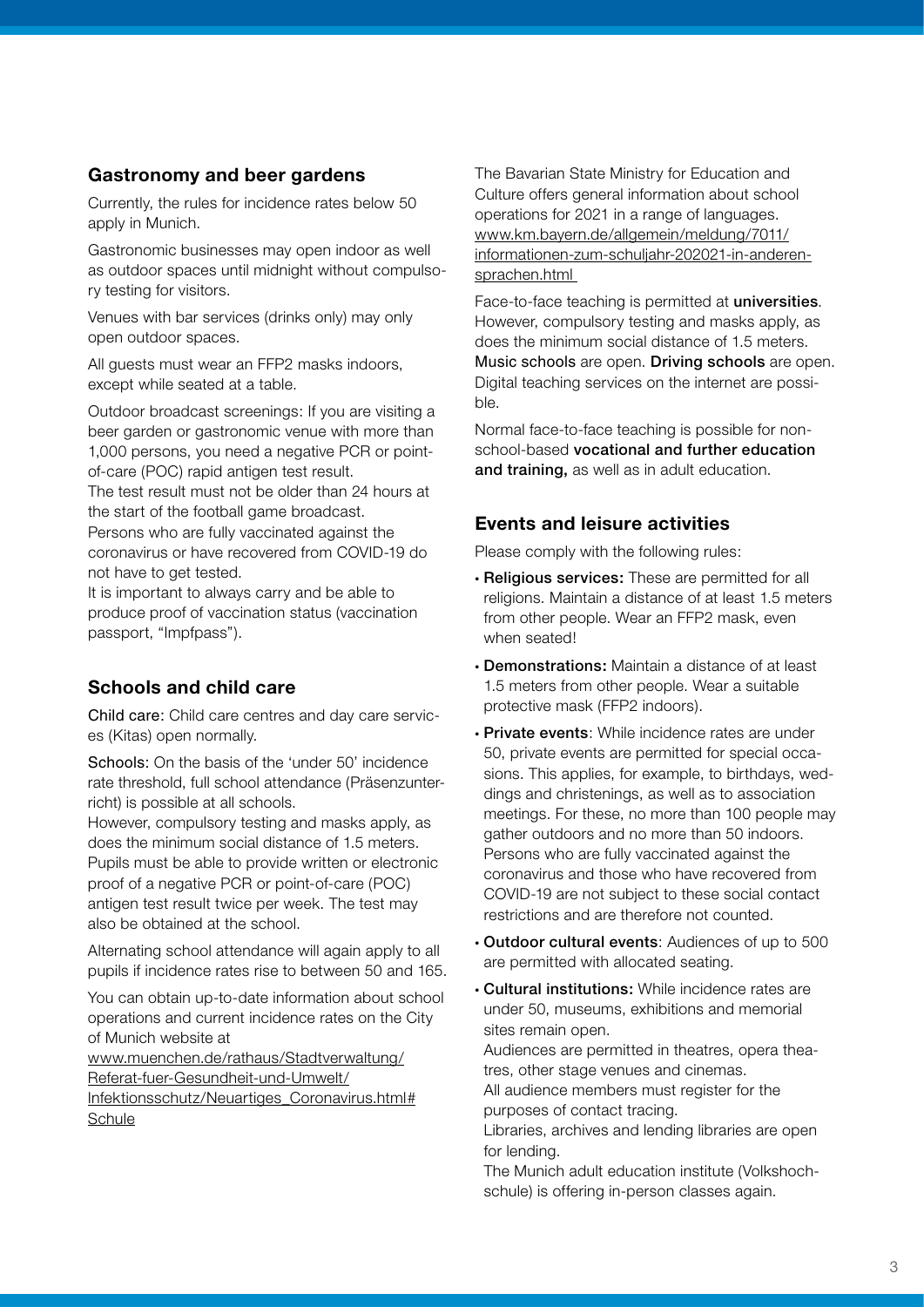## Gastronomy and beer gardens

Currently, the rules for incidence rates below 50 apply in Munich.

Gastronomic businesses may open indoor as well as outdoor spaces until midnight without compulsory testing for visitors.

Venues with bar services (drinks only) may only open outdoor spaces.

All guests must wear an FFP2 masks indoors, except while seated at a table.

Outdoor broadcast screenings: If you are visiting a beer garden or gastronomic venue with more than 1,000 persons, you need a negative PCR or point-of-care (POC) rapid antigen test result.
The test result must not be older than 24 hours at the start of the football game broadcast.
Persons who are fully vaccinated against the coronavirus or have recovered from COVID-19 do not have to get tested.
It is important to always carry and be able to produce proof of vaccination status (vaccination passport, "Impfpass").

## Schools and child care

Child care: Child care centres and day care services (Kitas) open normally.

Schools: On the basis of the 'under 50' incidence rate threshold, full school attendance (Präsenzunterricht) is possible at all schools.
However, compulsory testing and masks apply, as does the minimum social distance of 1.5 meters. Pupils must be able to provide written or electronic proof of a negative PCR or point-of-care (POC) antigen test result twice per week. The test may also be obtained at the school.

Alternating school attendance will again apply to all pupils if incidence rates rise to between 50 and 165.

You can obtain up-to-date information about school operations and current incidence rates on the City of Munich website at
www.muenchen.de/rathaus/Stadtverwaltung/Referat-fuer-Gesundheit-und-Umwelt/Infektionsschutz/Neuartiges_Coronavirus.html#Schule

The Bavarian State Ministry for Education and Culture offers general information about school operations for 2021 in a range of languages.
www.km.bayern.de/allgemein/meldung/7011/informationen-zum-schuljahr-202021-in-anderen-sprachen.html

Face-to-face teaching is permitted at **universities**. However, compulsory testing and masks apply, as does the minimum social distance of 1.5 meters. Music schools are open. **Driving schools** are open. Digital teaching services on the internet are possible.

Normal face-to-face teaching is possible for non-school-based **vocational and further education and training,** as well as in adult education.

## Events and leisure activities

Please comply with the following rules:

- **Religious services:** These are permitted for all religions. Maintain a distance of at least 1.5 meters from other people. Wear an FFP2 mask, even when seated!
- **Demonstrations:** Maintain a distance of at least 1.5 meters from other people. Wear a suitable protective mask (FFP2 indoors).
- **Private events**: While incidence rates are under 50, private events are permitted for special occasions. This applies, for example, to birthdays, weddings and christenings, as well as to association meetings. For these, no more than 100 people may gather outdoors and no more than 50 indoors. Persons who are fully vaccinated against the coronavirus and those who have recovered from COVID-19 are not subject to these social contact restrictions and are therefore not counted.
- **Outdoor cultural events**: Audiences of up to 500 are permitted with allocated seating.
- **Cultural institutions:** While incidence rates are under 50, museums, exhibitions and memorial sites remain open.
  Audiences are permitted in theatres, opera theatres, other stage venues and cinemas.
  All audience members must register for the purposes of contact tracing.
  Libraries, archives and lending libraries are open for lending.
  The Munich adult education institute (Volkshochschule) is offering in-person classes again.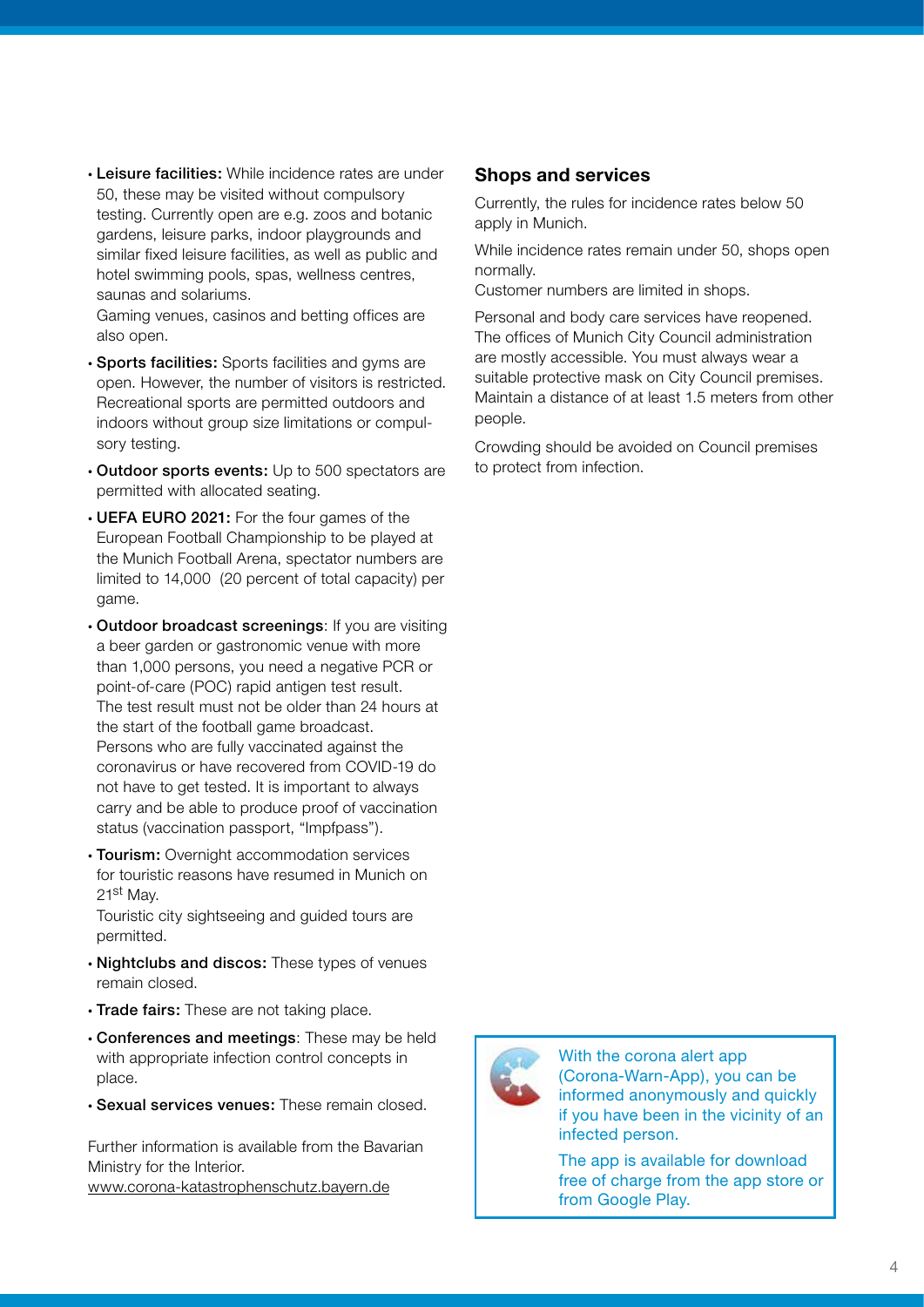- **Leisure facilities:** While incidence rates are under 50, these may be visited without compulsory testing. Currently open are e.g. zoos and botanic gardens, leisure parks, indoor playgrounds and similar fixed leisure facilities, as well as public and hotel swimming pools, spas, wellness centres, saunas and solariums.
  Gaming venues, casinos and betting offices are also open.
- **Sports facilities:** Sports facilities and gyms are open. However, the number of visitors is restricted. Recreational sports are permitted outdoors and indoors without group size limitations or compulsory testing.
- **Outdoor sports events:** Up to 500 spectators are permitted with allocated seating.
- **UEFA EURO 2021:** For the four games of the European Football Championship to be played at the Munich Football Arena, spectator numbers are limited to 14,000 (20 percent of total capacity) per game.
- **Outdoor broadcast screenings**: If you are visiting a beer garden or gastronomic venue with more than 1,000 persons, you need a negative PCR or point-of-care (POC) rapid antigen test result. The test result must not be older than 24 hours at the start of the football game broadcast. Persons who are fully vaccinated against the coronavirus or have recovered from COVID-19 do not have to get tested. It is important to always carry and be able to produce proof of vaccination status (vaccination passport, "Impfpass").
- **Tourism:** Overnight accommodation services for touristic reasons have resumed in Munich on 21st May.
  Touristic city sightseeing and guided tours are permitted.
- **Nightclubs and discos:** These types of venues remain closed.
- **Trade fairs:** These are not taking place.
- **Conferences and meetings**: These may be held with appropriate infection control concepts in place.
- **Sexual services venues:** These remain closed.

Further information is available from the Bavarian Ministry for the Interior.
www.corona-katastrophenschutz.bayern.de

## Shops and services

Currently, the rules for incidence rates below 50 apply in Munich.

While incidence rates remain under 50, shops open normally.
Customer numbers are limited in shops.

Personal and body care services have reopened. The offices of Munich City Council administration are mostly accessible. You must always wear a suitable protective mask on City Council premises. Maintain a distance of at least 1.5 meters from other people.

Crowding should be avoided on Council premises to protect from infection.

With the corona alert app (Corona-Warn-App), you can be informed anonymously and quickly if you have been in the vicinity of an infected person.

The app is available for download free of charge from the app store or from Google Play.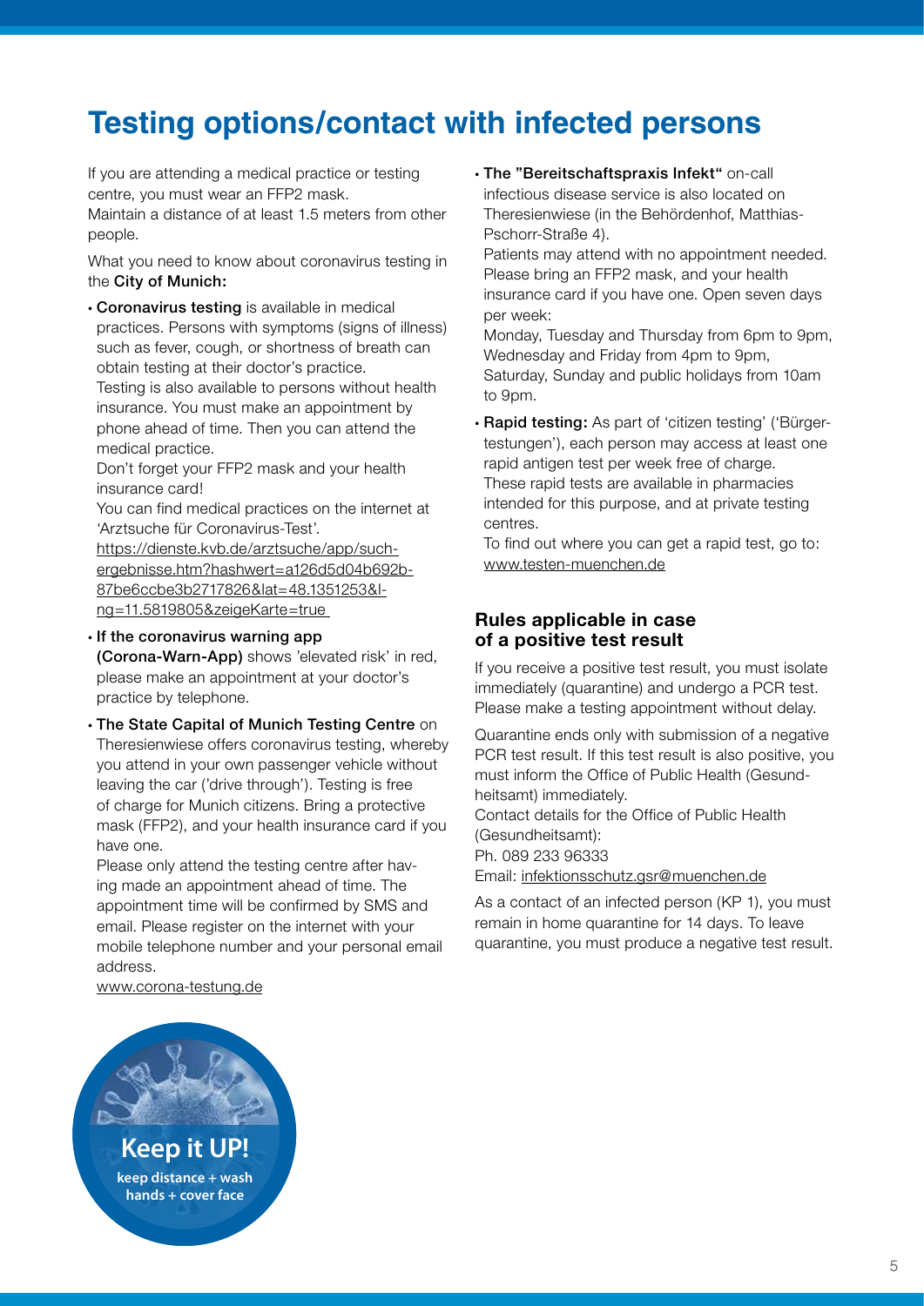# Testing options/contact with infected persons

If you are attending a medical practice or testing centre, you must wear an FFP2 mask.
Maintain a distance of at least 1.5 meters from other people.

What you need to know about coronavirus testing in the **City of Munich:**

- **Coronavirus testing** is available in medical practices. Persons with symptoms (signs of illness) such as fever, cough, or shortness of breath can obtain testing at their doctor's practice.
  Testing is also available to persons without health insurance. You must make an appointment by phone ahead of time. Then you can attend the medical practice.
  Don't forget your FFP2 mask and your health insurance card!
  You can find medical practices on the internet at 'Arztsuche für Coronavirus-Test'.
  https://dienste.kvb.de/arztsuche/app/suchergebnisse.htm?hashwert=a126d5d04b692b87be6ccbe3b2717826&lat=48.1351253&lng=11.5819805&zeigeKarte=true
- **If the coronavirus warning app (Corona-Warn-App)** shows 'elevated risk' in red, please make an appointment at your doctor's practice by telephone.
- **The State Capital of Munich Testing Centre** on Theresienwiese offers coronavirus testing, whereby you attend in your own passenger vehicle without leaving the car ('drive through'). Testing is free of charge for Munich citizens. Bring a protective mask (FFP2), and your health insurance card if you have one.
  Please only attend the testing centre after having made an appointment ahead of time. The appointment time will be confirmed by SMS and email. Please register on the internet with your mobile telephone number and your personal email address.
  www.corona-testung.de
- **The "Bereitschaftspraxis Infekt"** on-call infectious disease service is also located on Theresienwiese (in the Behördenhof, Matthias-Pschorr-Straße 4).
  Patients may attend with no appointment needed. Please bring an FFP2 mask, and your health insurance card if you have one. Open seven days per week:
  Monday, Tuesday and Thursday from 6pm to 9pm, Wednesday and Friday from 4pm to 9pm, Saturday, Sunday and public holidays from 10am to 9pm.
- **Rapid testing:** As part of 'citizen testing' ('Bürgertestungen'), each person may access at least one rapid antigen test per week free of charge. These rapid tests are available in pharmacies intended for this purpose, and at private testing centres.
  To find out where you can get a rapid test, go to: www.testen-muenchen.de

## Rules applicable in case of a positive test result

If you receive a positive test result, you must isolate immediately (quarantine) and undergo a PCR test. Please make a testing appointment without delay.

Quarantine ends only with submission of a negative PCR test result. If this test result is also positive, you must inform the Office of Public Health (Gesundheitsamt) immediately.
Contact details for the Office of Public Health (Gesundheitsamt):
Ph. 089 233 96333
Email: infektionsschutz.gsr@muenchen.de

As a contact of an infected person (KP 1), you must remain in home quarantine for 14 days. To leave quarantine, you must produce a negative test result.

**Keep it UP!**
**keep distance + wash hands + cover face**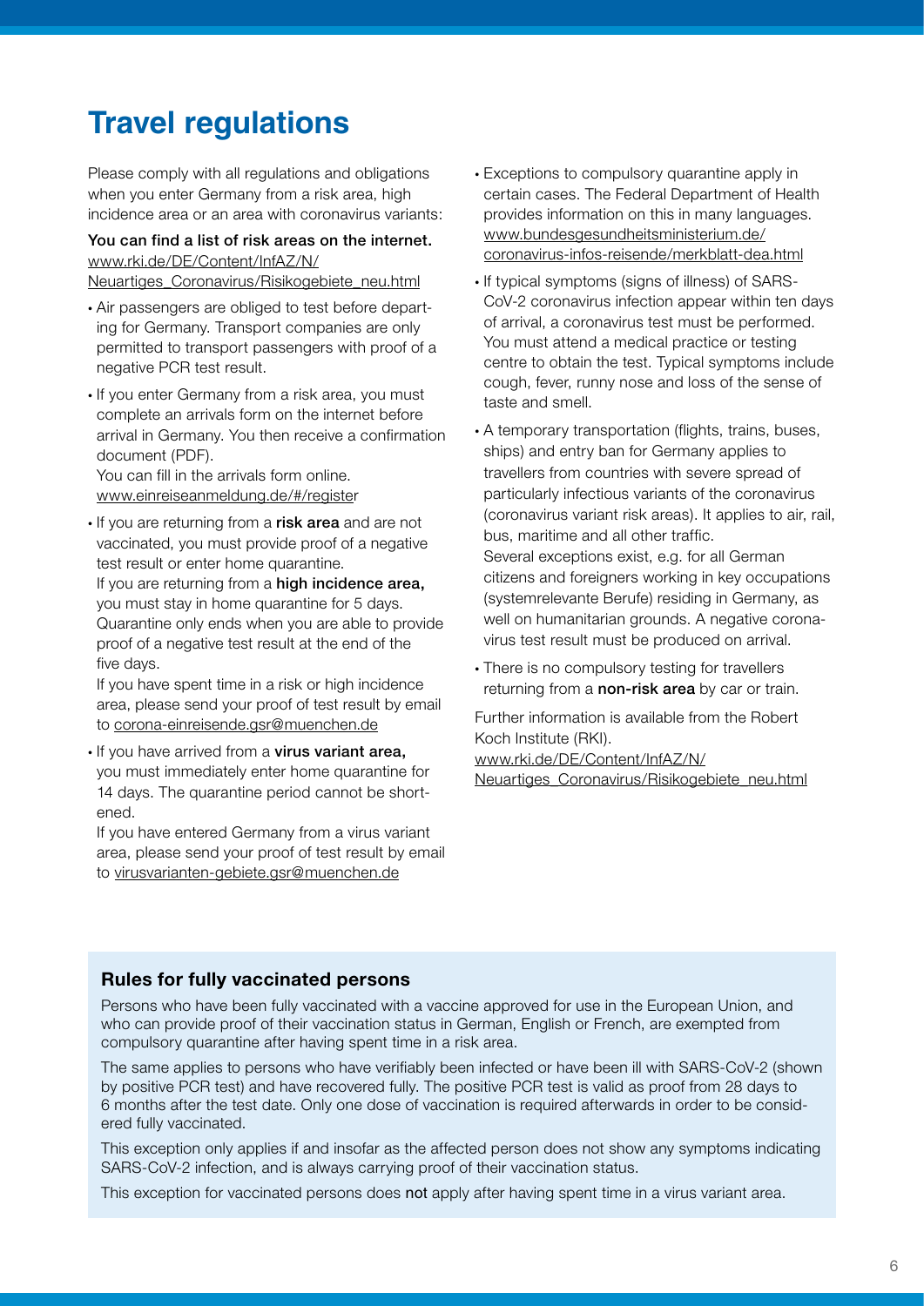# Travel regulations

Please comply with all regulations and obligations when you enter Germany from a risk area, high incidence area or an area with coronavirus variants:

**You can find a list of risk areas on the internet.**
www.rki.de/DE/Content/InfAZ/N/Neuartiges_Coronavirus/Risikogebiete_neu.html

- Air passengers are obliged to test before departing for Germany. Transport companies are only permitted to transport passengers with proof of a negative PCR test result.
- If you enter Germany from a risk area, you must complete an arrivals form on the internet before arrival in Germany. You then receive a confirmation document (PDF).
  You can fill in the arrivals form online.
  www.einreiseanmeldung.de/#/register
- If you are returning from a **risk area** and are not vaccinated, you must provide proof of a negative test result or enter home quarantine.
  If you are returning from a **high incidence area,** you must stay in home quarantine for 5 days. Quarantine only ends when you are able to provide proof of a negative test result at the end of the five days.
  If you have spent time in a risk or high incidence area, please send your proof of test result by email to corona-einreisende.gsr@muenchen.de
- If you have arrived from a **virus variant area,** you must immediately enter home quarantine for 14 days. The quarantine period cannot be shortened.
  If you have entered Germany from a virus variant area, please send your proof of test result by email to virusvarianten-gebiete.gsr@muenchen.de
- Exceptions to compulsory quarantine apply in certain cases. The Federal Department of Health provides information on this in many languages. www.bundesgesundheitsministerium.de/coronavirus-infos-reisende/merkblatt-dea.html
- If typical symptoms (signs of illness) of SARS-CoV-2 coronavirus infection appear within ten days of arrival, a coronavirus test must be performed. You must attend a medical practice or testing centre to obtain the test. Typical symptoms include cough, fever, runny nose and loss of the sense of taste and smell.
- A temporary transportation (flights, trains, buses, ships) and entry ban for Germany applies to travellers from countries with severe spread of particularly infectious variants of the coronavirus (coronavirus variant risk areas). It applies to air, rail, bus, maritime and all other traffic.
  Several exceptions exist, e.g. for all German citizens and foreigners working in key occupations (systemrelevante Berufe) residing in Germany, as well on humanitarian grounds. A negative coronavirus test result must be produced on arrival.
- There is no compulsory testing for travellers returning from a **non-risk area** by car or train.

Further information is available from the Robert Koch Institute (RKI).
www.rki.de/DE/Content/InfAZ/N/Neuartiges_Coronavirus/Risikogebiete_neu.html

### Rules for fully vaccinated persons

Persons who have been fully vaccinated with a vaccine approved for use in the European Union, and who can provide proof of their vaccination status in German, English or French, are exempted from compulsory quarantine after having spent time in a risk area.

The same applies to persons who have verifiably been infected or have been ill with SARS-CoV-2 (shown by positive PCR test) and have recovered fully. The positive PCR test is valid as proof from 28 days to 6 months after the test date. Only one dose of vaccination is required afterwards in order to be considered fully vaccinated.

This exception only applies if and insofar as the affected person does not show any symptoms indicating SARS-CoV-2 infection, and is always carrying proof of their vaccination status.

This exception for vaccinated persons does **not** apply after having spent time in a virus variant area.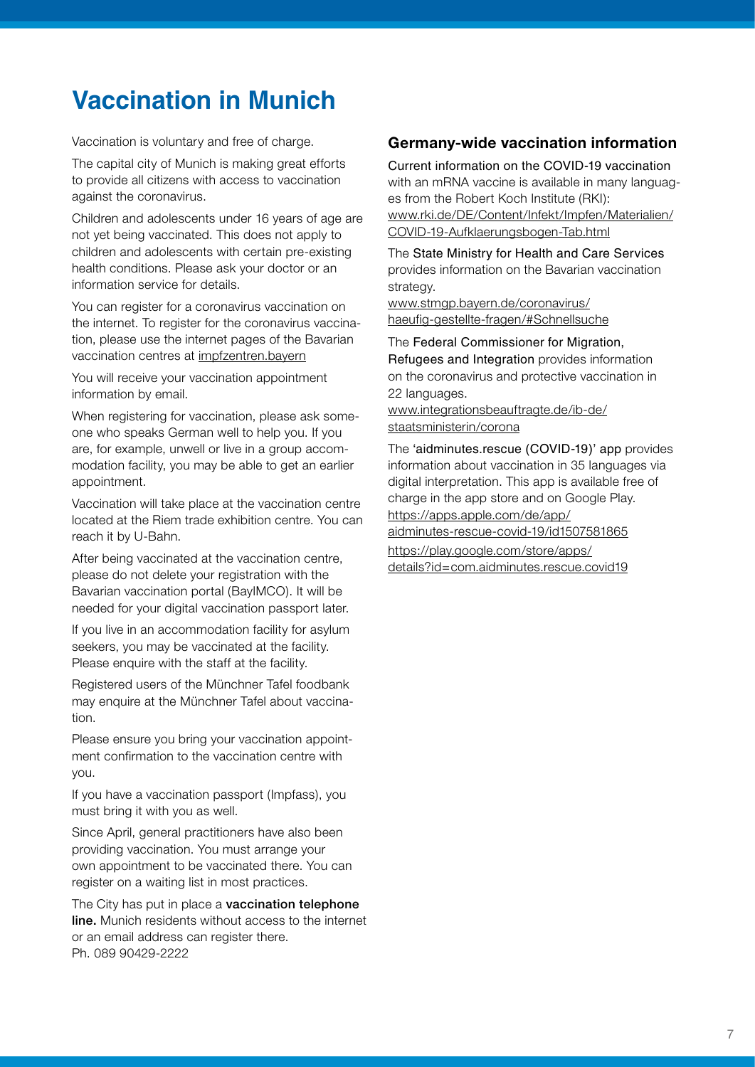# Vaccination in Munich

Vaccination is voluntary and free of charge.

The capital city of Munich is making great efforts to provide all citizens with access to vaccination against the coronavirus.

Children and adolescents under 16 years of age are not yet being vaccinated. This does not apply to children and adolescents with certain pre-existing health conditions. Please ask your doctor or an information service for details.

You can register for a coronavirus vaccination on the internet. To register for the coronavirus vaccination, please use the internet pages of the Bavarian vaccination centres at impfzentren.bayern

You will receive your vaccination appointment information by email.

When registering for vaccination, please ask someone who speaks German well to help you. If you are, for example, unwell or live in a group accommodation facility, you may be able to get an earlier appointment.

Vaccination will take place at the vaccination centre located at the Riem trade exhibition centre. You can reach it by U-Bahn.

After being vaccinated at the vaccination centre, please do not delete your registration with the Bavarian vaccination portal (BayIMCO). It will be needed for your digital vaccination passport later.

If you live in an accommodation facility for asylum seekers, you may be vaccinated at the facility. Please enquire with the staff at the facility.

Registered users of the Münchner Tafel foodbank may enquire at the Münchner Tafel about vaccination.

Please ensure you bring your vaccination appointment confirmation to the vaccination centre with you.

If you have a vaccination passport (Impfass), you must bring it with you as well.

Since April, general practitioners have also been providing vaccination. You must arrange your own appointment to be vaccinated there. You can register on a waiting list in most practices.

The City has put in place a **vaccination telephone line.** Munich residents without access to the internet or an email address can register there.
Ph. 089 90429-2222

## Germany-wide vaccination information

Current information on the COVID-19 vaccination with an mRNA vaccine is available in many languages from the Robert Koch Institute (RKI):
www.rki.de/DE/Content/Infekt/Impfen/Materialien/COVID-19-Aufklaerungsbogen-Tab.html

The State Ministry for Health and Care Services provides information on the Bavarian vaccination strategy.
www.stmgp.bayern.de/coronavirus/haeufig-gestellte-fragen/#Schnellsuche

The Federal Commissioner for Migration, Refugees and Integration provides information on the coronavirus and protective vaccination in 22 languages.
www.integrationsbeauftragte.de/ib-de/staatsministerin/corona

The 'aidminutes.rescue (COVID-19)' app provides information about vaccination in 35 languages via digital interpretation. This app is available free of charge in the app store and on Google Play.
https://apps.apple.com/de/app/aidminutes-rescue-covid-19/id1507581865
https://play.google.com/store/apps/details?id=com.aidminutes.rescue.covid19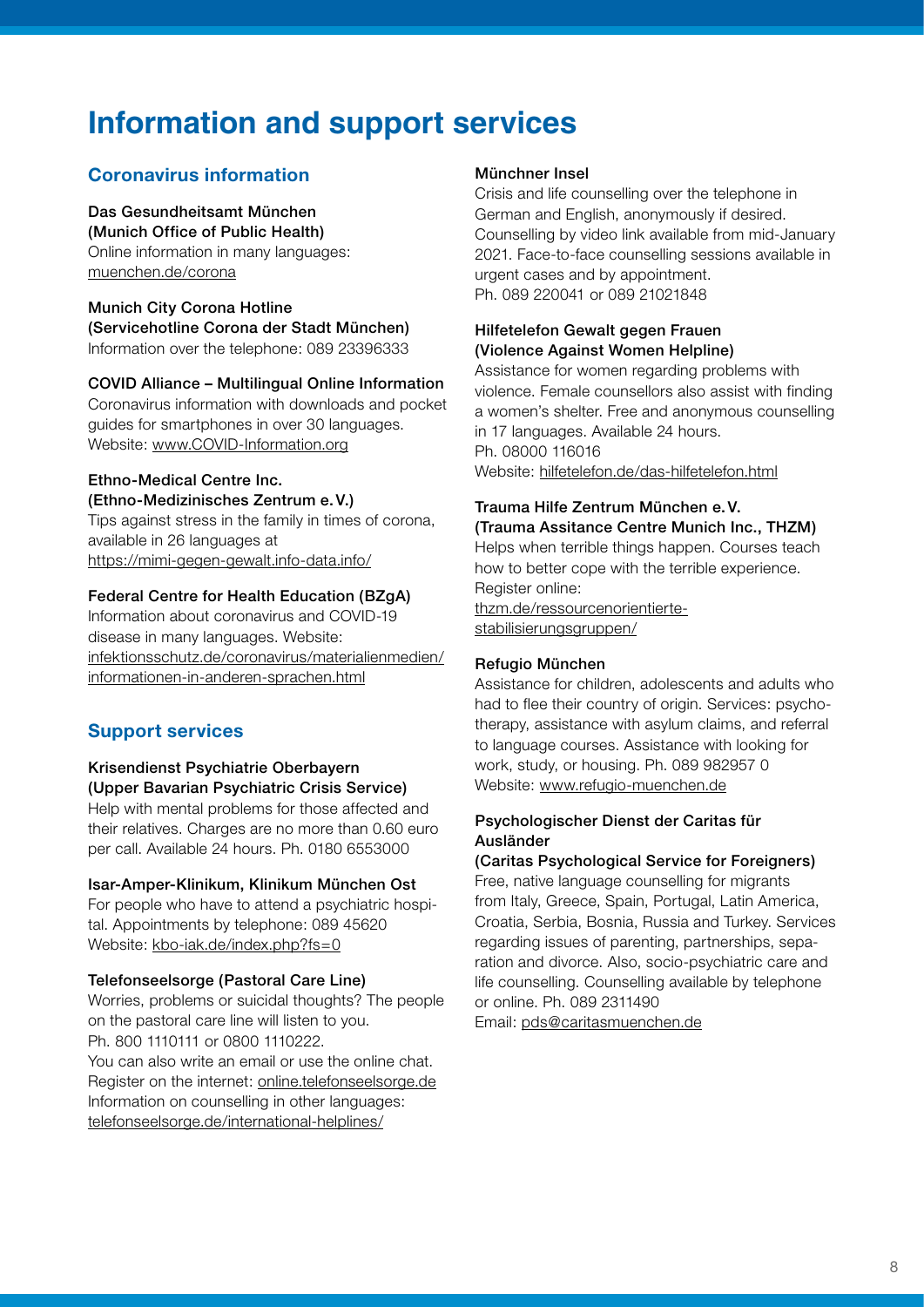# Information and support services

## Coronavirus information

**Das Gesundheitsamt München (Munich Office of Public Health)**
Online information in many languages: muenchen.de/corona

**Munich City Corona Hotline (Servicehotline Corona der Stadt München)**
Information over the telephone: 089 23396333

**COVID Alliance – Multilingual Online Information**
Coronavirus information with downloads and pocket guides for smartphones in over 30 languages. Website: www.COVID-Information.org

**Ethno-Medical Centre Inc. (Ethno-Medizinisches Zentrum e.V.)**
Tips against stress in the family in times of corona, available in 26 languages at https://mimi-gegen-gewalt.info-data.info/

**Federal Centre for Health Education (BZgA)**
Information about coronavirus and COVID-19 disease in many languages. Website: infektionsschutz.de/coronavirus/materialienmedien/informationen-in-anderen-sprachen.html

## Support services

**Krisendienst Psychiatrie Oberbayern (Upper Bavarian Psychiatric Crisis Service)**
Help with mental problems for those affected and their relatives. Charges are no more than 0.60 euro per call. Available 24 hours. Ph. 0180 6553000

**Isar-Amper-Klinikum, Klinikum München Ost**
For people who have to attend a psychiatric hospital. Appointments by telephone: 089 45620
Website: kbo-iak.de/index.php?fs=0

**Telefonseelsorge (Pastoral Care Line)**
Worries, problems or suicidal thoughts? The people on the pastoral care line will listen to you.
Ph. 800 1110111 or 0800 1110222.
You can also write an email or use the online chat. Register on the internet: online.telefonseelsorge.de
Information on counselling in other languages: telefonseelsorge.de/international-helplines/

**Münchner Insel**
Crisis and life counselling over the telephone in German and English, anonymously if desired. Counselling by video link available from mid-January 2021. Face-to-face counselling sessions available in urgent cases and by appointment.
Ph. 089 220041 or 089 21021848

**Hilfetelefon Gewalt gegen Frauen (Violence Against Women Helpline)**
Assistance for women regarding problems with violence. Female counsellors also assist with finding a women's shelter. Free and anonymous counselling in 17 languages. Available 24 hours.
Ph. 08000 116016
Website: hilfetelefon.de/das-hilfetelefon.html

**Trauma Hilfe Zentrum München e.V. (Trauma Assitance Centre Munich Inc., THZM)**
Helps when terrible things happen. Courses teach how to better cope with the terrible experience. Register online:
thzm.de/ressourcenorientierte-stabilisierungsgruppen/

**Refugio München**
Assistance for children, adolescents and adults who had to flee their country of origin. Services: psychotherapy, assistance with asylum claims, and referral to language courses. Assistance with looking for work, study, or housing. Ph. 089 982957 0
Website: www.refugio-muenchen.de

**Psychologischer Dienst der Caritas für Ausländer (Caritas Psychological Service for Foreigners)**
Free, native language counselling for migrants from Italy, Greece, Spain, Portugal, Latin America, Croatia, Serbia, Bosnia, Russia and Turkey. Services regarding issues of parenting, partnerships, separation and divorce. Also, socio-psychiatric care and life counselling. Counselling available by telephone or online. Ph. 089 2311490
Email: pds@caritasmuenchen.de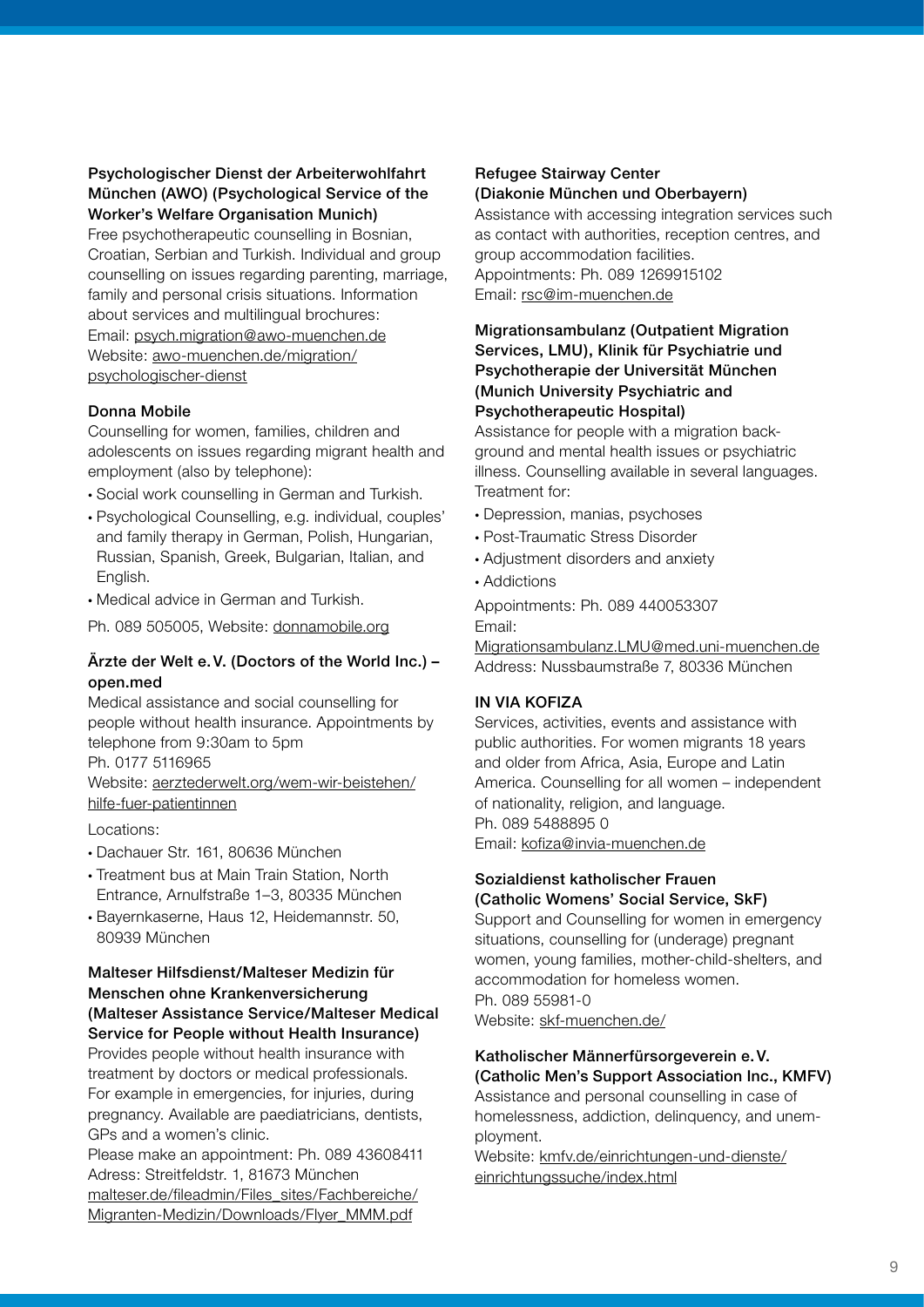### Psychologischer Dienst der Arbeiterwohlfahrt München (AWO) (Psychological Service of the Worker's Welfare Organisation Munich)

Free psychotherapeutic counselling in Bosnian, Croatian, Serbian and Turkish. Individual and group counselling on issues regarding parenting, marriage, family and personal crisis situations. Information about services and multilingual brochures:
Email: psych.migration@awo-muenchen.de
Website: awo-muenchen.de/migration/psychologischer-dienst

### Donna Mobile

Counselling for women, families, children and adolescents on issues regarding migrant health and employment (also by telephone):

- Social work counselling in German and Turkish.
- Psychological Counselling, e.g. individual, couples' and family therapy in German, Polish, Hungarian, Russian, Spanish, Greek, Bulgarian, Italian, and English.
- Medical advice in German and Turkish.

Ph. 089 505005, Website: donnamobile.org

### Ärzte der Welt e. V. (Doctors of the World Inc.) – open.med

Medical assistance and social counselling for people without health insurance. Appointments by telephone from 9:30am to 5pm
Ph. 0177 5116965
Website: aerztederwelt.org/wem-wir-beistehen/hilfe-fuer-patientinnen

Locations:

- Dachauer Str. 161, 80636 München
- Treatment bus at Main Train Station, North Entrance, Arnulfstraße 1–3, 80335 München
- Bayernkaserne, Haus 12, Heidemannstr. 50, 80939 München

### Malteser Hilfsdienst/Malteser Medizin für Menschen ohne Krankenversicherung (Malteser Assistance Service/Malteser Medical Service for People without Health Insurance)

Provides people without health insurance with treatment by doctors or medical professionals. For example in emergencies, for injuries, during pregnancy. Available are paediatricians, dentists, GPs and a women's clinic.
Please make an appointment: Ph. 089 43608411
Adress: Streitfeldstr. 1, 81673 München
malteser.de/fileadmin/Files_sites/Fachbereiche/Migranten-Medizin/Downloads/Flyer_MMM.pdf

### Refugee Stairway Center (Diakonie München und Oberbayern)

Assistance with accessing integration services such as contact with authorities, reception centres, and group accommodation facilities.
Appointments: Ph. 089 1269915102
Email: rsc@im-muenchen.de

### Migrationsambulanz (Outpatient Migration Services, LMU), Klinik für Psychiatrie und Psychotherapie der Universität München (Munich University Psychiatric and Psychotherapeutic Hospital)

Assistance for people with a migration background and mental health issues or psychiatric illness. Counselling available in several languages. Treatment for:

- Depression, manias, psychoses
- Post-Traumatic Stress Disorder
- Adjustment disorders and anxiety
- Addictions

Appointments: Ph. 089 440053307
Email:
Migrationsambulanz.LMU@med.uni-muenchen.de
Address: Nussbaumstraße 7, 80336 München

### IN VIA KOFIZA

Services, activities, events and assistance with public authorities. For women migrants 18 years and older from Africa, Asia, Europe and Latin America. Counselling for all women – independent of nationality, religion, and language.
Ph. 089 5488895 0
Email: kofiza@invia-muenchen.de

### Sozialdienst katholischer Frauen (Catholic Womens' Social Service, SkF)

Support and Counselling for women in emergency situations, counselling for (underage) pregnant women, young families, mother-child-shelters, and accommodation for homeless women.
Ph. 089 55981-0
Website: skf-muenchen.de/

### Katholischer Männerfürsorgeverein e. V. (Catholic Men's Support Association Inc., KMFV)

Assistance and personal counselling in case of homelessness, addiction, delinquency, and unemployment.
Website: kmfv.de/einrichtungen-und-dienste/einrichtungssuche/index.html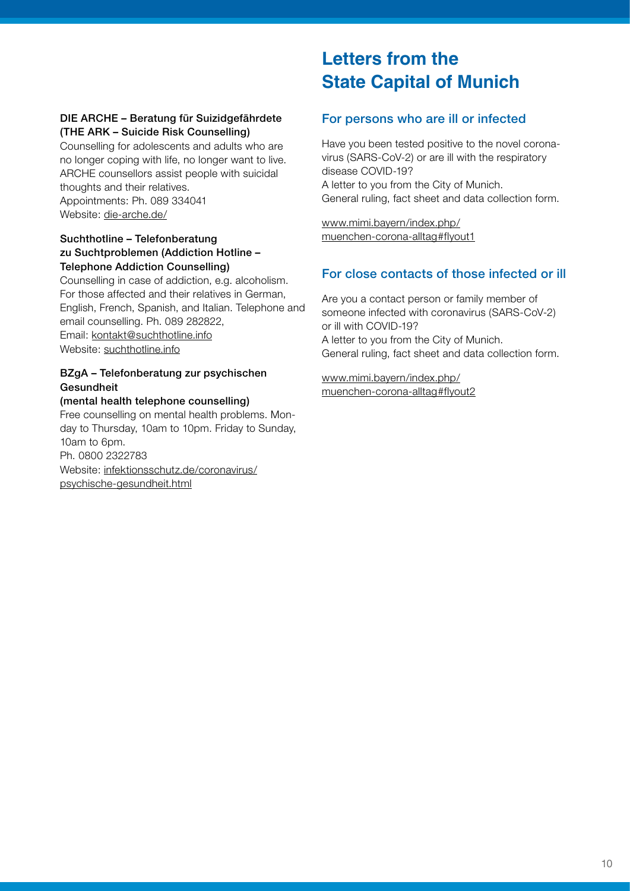**DIE ARCHE – Beratung für Suizidgefährdete (THE ARK – Suicide Risk Counselling)**

Counselling for adolescents and adults who are no longer coping with life, no longer want to live. ARCHE counsellors assist people with suicidal thoughts and their relatives.
Appointments: Ph. 089 334041
Website: die-arche.de/

**Suchthotline – Telefonberatung zu Suchtproblemen (Addiction Hotline – Telephone Addiction Counselling)**

Counselling in case of addiction, e.g. alcoholism. For those affected and their relatives in German, English, French, Spanish, and Italian. Telephone and email counselling. Ph. 089 282822,
Email: kontakt@suchthotline.info
Website: suchthotline.info

**BZgA – Telefonberatung zur psychischen Gesundheit (mental health telephone counselling)**

Free counselling on mental health problems. Monday to Thursday, 10am to 10pm. Friday to Sunday, 10am to 6pm.
Ph. 0800 2322783
Website: infektionsschutz.de/coronavirus/psychische-gesundheit.html

# Letters from the State Capital of Munich

## For persons who are ill or infected

Have you been tested positive to the novel coronavirus (SARS-CoV-2) or are ill with the respiratory disease COVID-19?
A letter to you from the City of Munich.
General ruling, fact sheet and data collection form.

www.mimi.bayern/index.php/muenchen-corona-alltag#flyout1

## For close contacts of those infected or ill

Are you a contact person or family member of someone infected with coronavirus (SARS-CoV-2) or ill with COVID-19?
A letter to you from the City of Munich.
General ruling, fact sheet and data collection form.

www.mimi.bayern/index.php/muenchen-corona-alltag#flyout2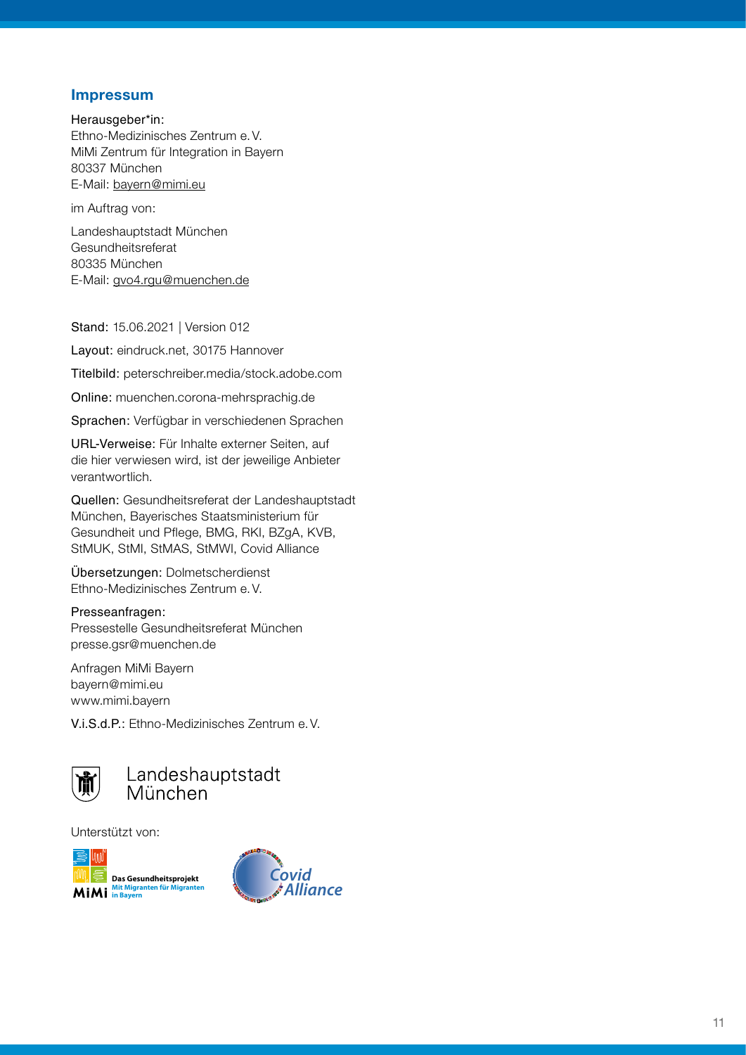## Impressum

Herausgeber*in:
Ethno-Medizinisches Zentrum e. V.
MiMi Zentrum für Integration in Bayern
80337 München
E-Mail: bayern@mimi.eu

im Auftrag von:

Landeshauptstadt München
Gesundheitsreferat
80335 München
E-Mail: gvo4.rgu@muenchen.de

Stand: 15.06.2021 | Version 012

Layout: eindruck.net, 30175 Hannover

Titelbild: peterschreiber.media/stock.adobe.com

Online: muenchen.corona-mehrsprachig.de

Sprachen: Verfügbar in verschiedenen Sprachen

URL-Verweise: Für Inhalte externer Seiten, auf die hier verwiesen wird, ist der jeweilige Anbieter verantwortlich.

Quellen: Gesundheitsreferat der Landeshauptstadt München, Bayerisches Staatsministerium für Gesundheit und Pflege, BMG, RKI, BZgA, KVB, StMUK, StMI, StMAS, StMWI, Covid Alliance

Übersetzungen: Dolmetscherdienst Ethno-Medizinisches Zentrum e. V.

Presseanfragen:
Pressestelle Gesundheitsreferat München
presse.gsr@muenchen.de

Anfragen MiMi Bayern
bayern@mimi.eu
www.mimi.bayern

V.i.S.d.P.: Ethno-Medizinisches Zentrum e. V.

Landeshauptstadt München

Unterstützt von:

Das Gesundheitsprojekt Mit Migranten für Migranten in Bayern – MiMi

Covid Alliance